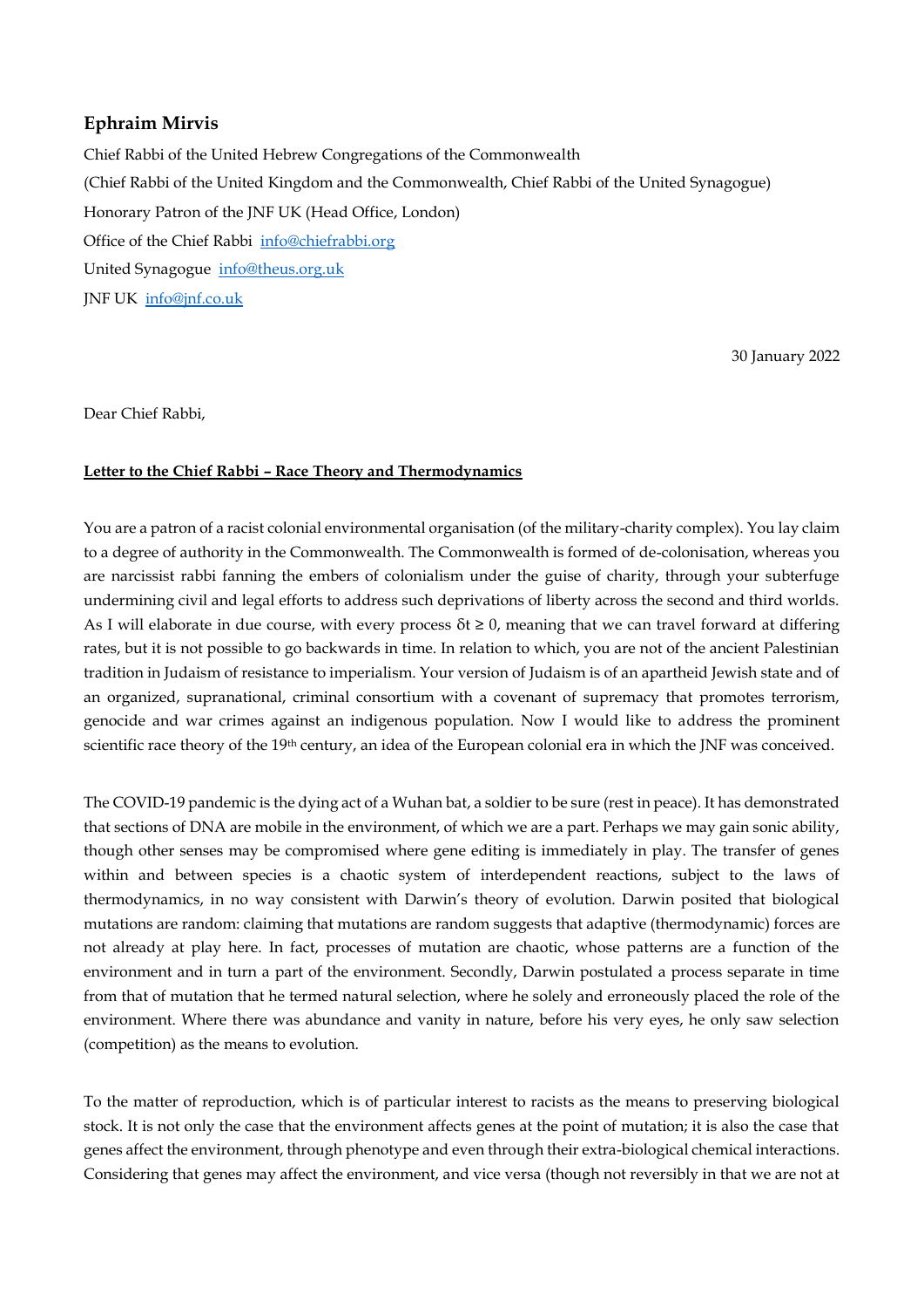**Ephraim Mirvis**

Chief Rabbi of the United Hebrew Congregations of the Commonwealth

(Chief Rabbi of the United Kingdom and the Commonwealth, Chief Rabbi of the United Synagogue)

Honorary Patron of the JNF UK (Head Office, London)

Office of the Chief Rabbi  info@chiefrabbi.org

United Synagogue  info@theus.org.uk

JNF UK  info@jnf.co.uk

30 January 2022

Dear Chief Rabbi,

**Letter to the Chief Rabbi – Race Theory and Thermodynamics**

You are a patron of a racist colonial environmental organisation (of the military-charity complex). You lay claim to a degree of authority in the Commonwealth. The Commonwealth is formed of de-colonisation, whereas you are narcissist rabbi fanning the embers of colonialism under the guise of charity, through your subterfuge undermining civil and legal efforts to address such deprivations of liberty across the second and third worlds. As I will elaborate in due course, with every process $\delta t \geq 0$, meaning that we can travel forward at differing rates, but it is not possible to go backwards in time. In relation to which, you are not of the ancient Palestinian tradition in Judaism of resistance to imperialism. Your version of Judaism is of an apartheid Jewish state and of an organized, supranational, criminal consortium with a covenant of supremacy that promotes terrorism, genocide and war crimes against an indigenous population. Now I would like to address the prominent scientific race theory of the 19th century, an idea of the European colonial era in which the JNF was conceived.

The COVID-19 pandemic is the dying act of a Wuhan bat, a soldier to be sure (rest in peace). It has demonstrated that sections of DNA are mobile in the environment, of which we are a part. Perhaps we may gain sonic ability, though other senses may be compromised where gene editing is immediately in play. The transfer of genes within and between species is a chaotic system of interdependent reactions, subject to the laws of thermodynamics, in no way consistent with Darwin's theory of evolution. Darwin posited that biological mutations are random: claiming that mutations are random suggests that adaptive (thermodynamic) forces are not already at play here. In fact, processes of mutation are chaotic, whose patterns are a function of the environment and in turn a part of the environment. Secondly, Darwin postulated a process separate in time from that of mutation that he termed natural selection, where he solely and erroneously placed the role of the environment. Where there was abundance and vanity in nature, before his very eyes, he only saw selection (competition) as the means to evolution.

To the matter of reproduction, which is of particular interest to racists as the means to preserving biological stock. It is not only the case that the environment affects genes at the point of mutation; it is also the case that genes affect the environment, through phenotype and even through their extra-biological chemical interactions. Considering that genes may affect the environment, and vice versa (though not reversibly in that we are not at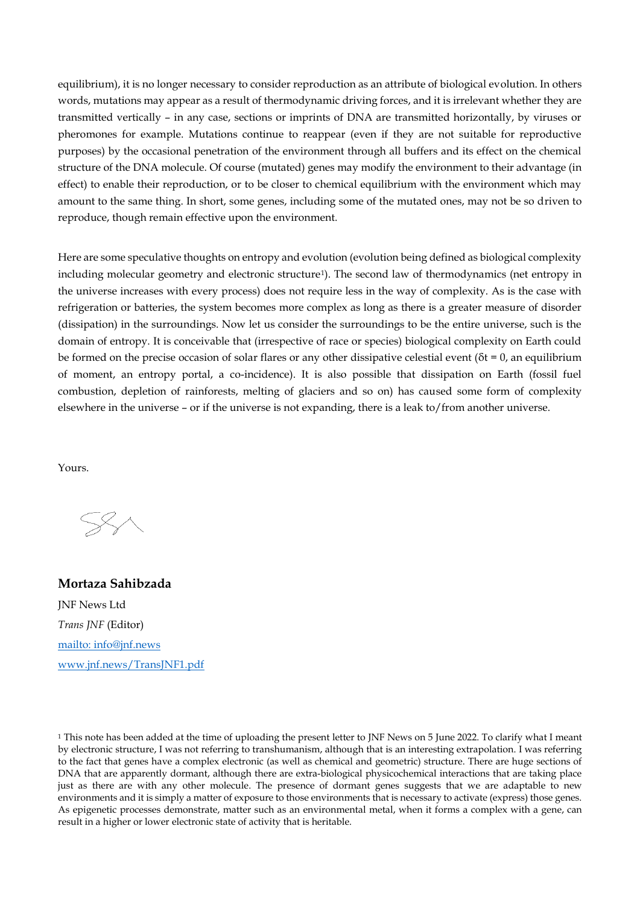equilibrium), it is no longer necessary to consider reproduction as an attribute of biological evolution. In others words, mutations may appear as a result of thermodynamic driving forces, and it is irrelevant whether they are transmitted vertically – in any case, sections or imprints of DNA are transmitted horizontally, by viruses or pheromones for example. Mutations continue to reappear (even if they are not suitable for reproductive purposes) by the occasional penetration of the environment through all buffers and its effect on the chemical structure of the DNA molecule. Of course (mutated) genes may modify the environment to their advantage (in effect) to enable their reproduction, or to be closer to chemical equilibrium with the environment which may amount to the same thing. In short, some genes, including some of the mutated ones, may not be so driven to reproduce, though remain effective upon the environment.

Here are some speculative thoughts on entropy and evolution (evolution being defined as biological complexity including molecular geometry and electronic structure[1]). The second law of thermodynamics (net entropy in the universe increases with every process) does not require less in the way of complexity. As is the case with refrigeration or batteries, the system becomes more complex as long as there is a greater measure of disorder (dissipation) in the surroundings. Now let us consider the surroundings to be the entire universe, such is the domain of entropy. It is conceivable that (irrespective of race or species) biological complexity on Earth could be formed on the precise occasion of solar flares or any other dissipative celestial event ($\delta t = 0$, an equilibrium of moment, an entropy portal, a co-incidence). It is also possible that dissipation on Earth (fossil fuel combustion, depletion of rainforests, melting of glaciers and so on) has caused some form of complexity elsewhere in the universe – or if the universe is not expanding, there is a leak to/from another universe.

Yours.

**Mortaza Sahibzada**

JNF News Ltd

*Trans JNF* (Editor)

[mailto: info@jnf.news](mailto:info@jnf.news)

[www.jnf.news/TransJNF1.pdf](http://www.jnf.news/TransJNF1.pdf)

[1] This note has been added at the time of uploading the present letter to JNF News on 5 June 2022. To clarify what I meant by electronic structure, I was not referring to transhumanism, although that is an interesting extrapolation. I was referring to the fact that genes have a complex electronic (as well as chemical and geometric) structure. There are huge sections of DNA that are apparently dormant, although there are extra-biological physicochemical interactions that are taking place just as there are with any other molecule. The presence of dormant genes suggests that we are adaptable to new environments and it is simply a matter of exposure to those environments that is necessary to activate (express) those genes. As epigenetic processes demonstrate, matter such as an environmental metal, when it forms a complex with a gene, can result in a higher or lower electronic state of activity that is heritable.